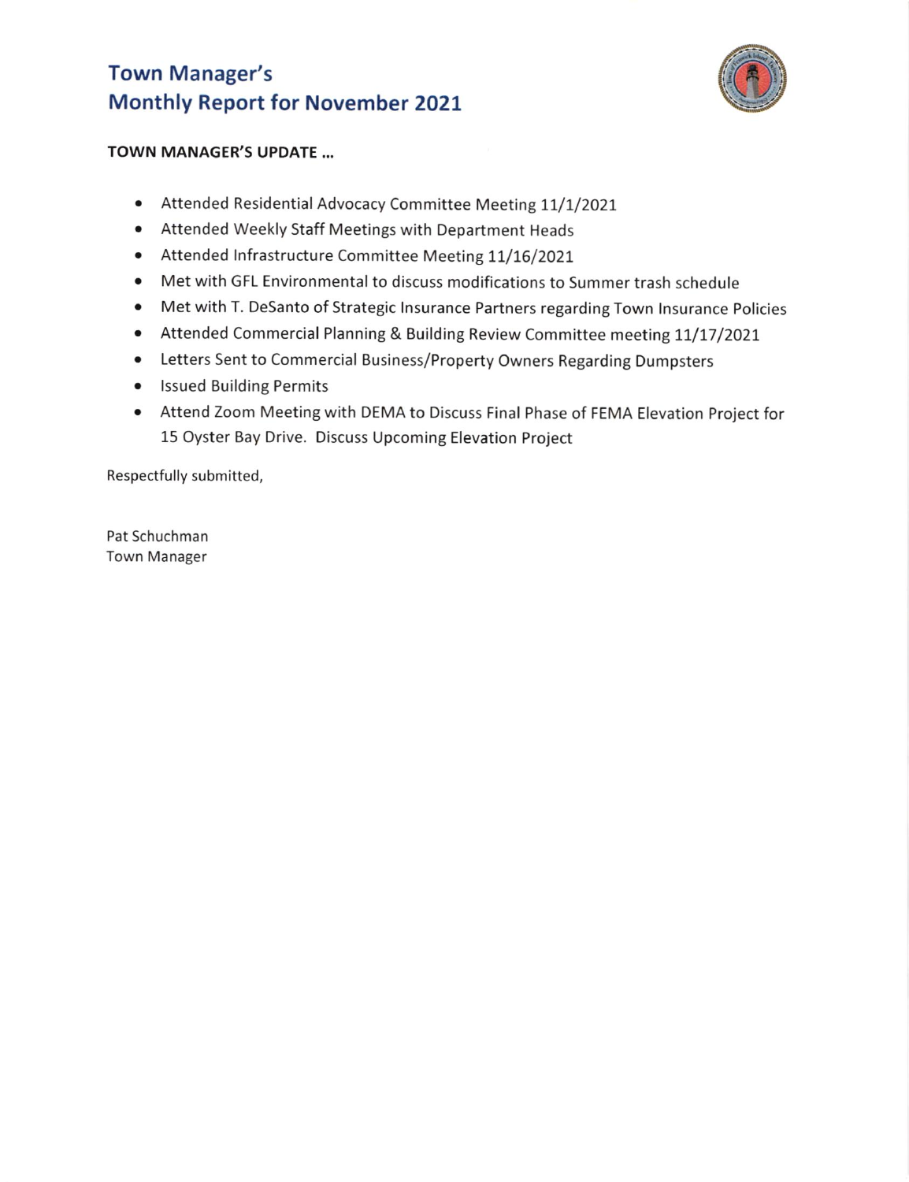# Town Manager's Monthly Report for November 2021

**TOWN MANAGER'S UPDATE ...**

- Attended Residential Advocacy Committee Meeting 11/1/2021
- Attended Weekly Staff Meetings with Department Heads
- Attended Infrastructure Committee Meeting 11/16/2021
- Met with GFL Environmental to discuss modifications to Summer trash schedule
- Met with T. DeSanto of Strategic Insurance Partners regarding Town Insurance Policies
- Attended Commercial Planning & Building Review Committee meeting 11/17/2021
- Letters Sent to Commercial Business/Property Owners Regarding Dumpsters
- Issued Building Permits
- Attend Zoom Meeting with DEMA to Discuss Final Phase of FEMA Elevation Project for 15 Oyster Bay Drive. Discuss Upcoming Elevation Project

Respectfully submitted,

Pat Schuchman
Town Manager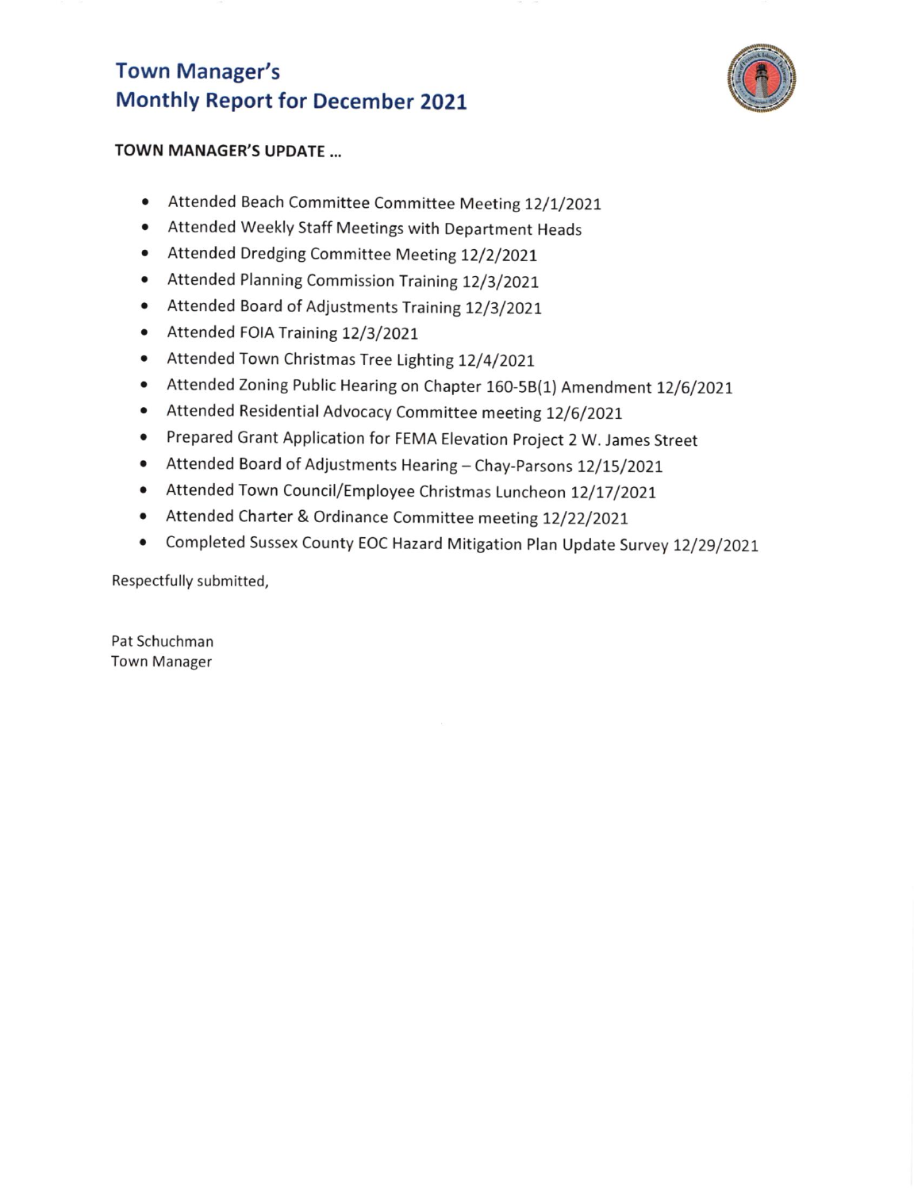# Town Manager's Monthly Report for December 2021

**TOWN MANAGER'S UPDATE ...**

- Attended Beach Committee Committee Meeting 12/1/2021
- Attended Weekly Staff Meetings with Department Heads
- Attended Dredging Committee Meeting 12/2/2021
- Attended Planning Commission Training 12/3/2021
- Attended Board of Adjustments Training 12/3/2021
- Attended FOIA Training 12/3/2021
- Attended Town Christmas Tree Lighting 12/4/2021
- Attended Zoning Public Hearing on Chapter 160-5B(1) Amendment 12/6/2021
- Attended Residential Advocacy Committee meeting 12/6/2021
- Prepared Grant Application for FEMA Elevation Project 2 W. James Street
- Attended Board of Adjustments Hearing – Chay-Parsons 12/15/2021
- Attended Town Council/Employee Christmas Luncheon 12/17/2021
- Attended Charter & Ordinance Committee meeting 12/22/2021
- Completed Sussex County EOC Hazard Mitigation Plan Update Survey 12/29/2021

Respectfully submitted,

Pat Schuchman
Town Manager